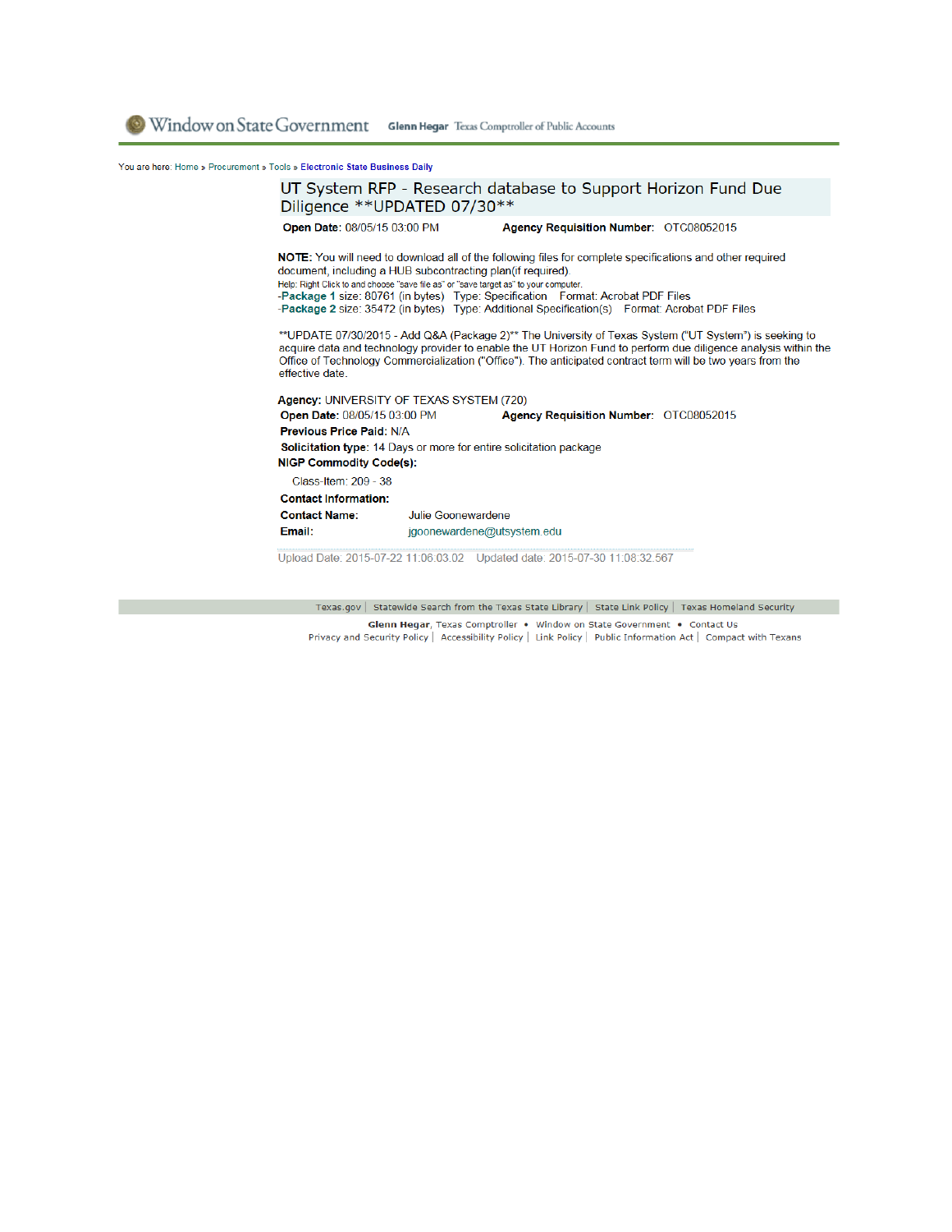Window on State Government **Glenn Hegar** Texas Comptroller of Public Accounts

You are here: Home » Procurement » Tools » **Electronic State Business Daily**

# UT System RFP - Research database to Support Horizon Fund Due Diligence **UPDATED 07/30**

**Open Date**: 08/05/15 03:00 PM **Agency Requisition Number**: OTC08052015

**NOTE:** You will need to download all of the following files for complete specifications and other required document, including a HUB subcontracting plan(if required).

Help: Right Click to and choose "save file as" or "save target as" to your computer.

-**Package 1** size: 80761 (in bytes) Type: Specification Format: Acrobat PDF Files
-**Package 2** size: 35472 (in bytes) Type: Additional Specification(s) Format: Acrobat PDF Files

**UPDATE 07/30/2015 - Add Q&A (Package 2)** The University of Texas System ("UT System") is seeking to acquire data and technology provider to enable the UT Horizon Fund to perform due diligence analysis within the Office of Technology Commercialization ("Office"). The anticipated contract term will be two years from the effective date.

**Agency:** UNIVERSITY OF TEXAS SYSTEM (720)
**Open Date:** 08/05/15 03:00 PM **Agency Requisition Number:** OTC08052015
**Previous Price Paid:** N/A
**Solicitation type:** 14 Days or more for entire solicitation package
**NIGP Commodity Code(s):**

Class-Item: 209 - 38

**Contact Information:**
**Contact Name:** Julie Goonewardene
**Email:** jgoonewardene@utsystem.edu

Upload Date: 2015-07-22 11:06:03.02 Updated date: 2015-07-30 11:08:32.567

Texas.gov | Statewide Search from the Texas State Library | State Link Policy | Texas Homeland Security

**Glenn Hegar**, Texas Comptroller • Window on State Government • Contact Us
Privacy and Security Policy | Accessibility Policy | Link Policy | Public Information Act | Compact with Texans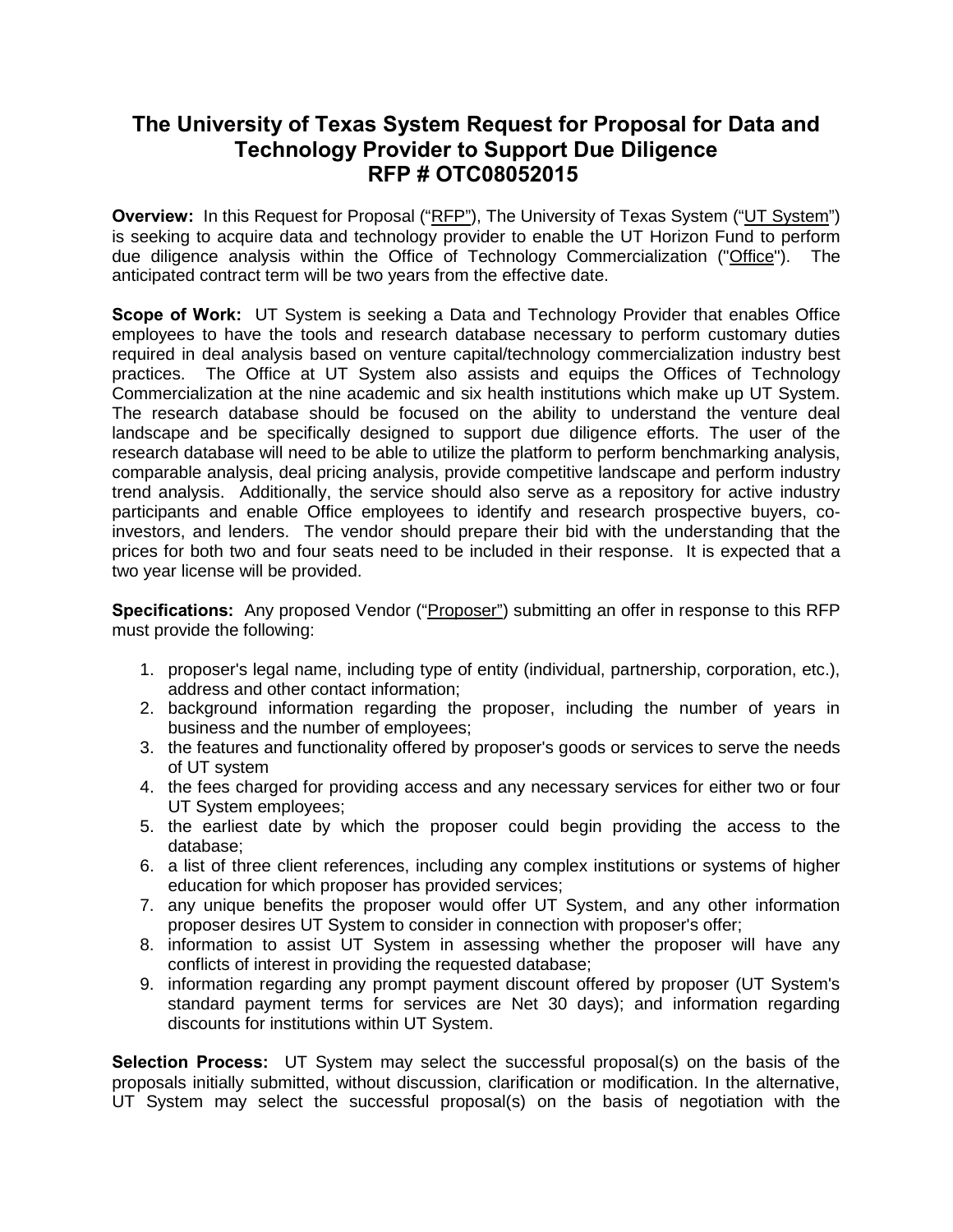# The University of Texas System Request for Proposal for Data and Technology Provider to Support Due Diligence
# RFP # OTC08052015

**Overview:** In this Request for Proposal ("RFP"), The University of Texas System ("UT System") is seeking to acquire data and technology provider to enable the UT Horizon Fund to perform due diligence analysis within the Office of Technology Commercialization ("Office"). The anticipated contract term will be two years from the effective date.

**Scope of Work:** UT System is seeking a Data and Technology Provider that enables Office employees to have the tools and research database necessary to perform customary duties required in deal analysis based on venture capital/technology commercialization industry best practices. The Office at UT System also assists and equips the Offices of Technology Commercialization at the nine academic and six health institutions which make up UT System. The research database should be focused on the ability to understand the venture deal landscape and be specifically designed to support due diligence efforts. The user of the research database will need to be able to utilize the platform to perform benchmarking analysis, comparable analysis, deal pricing analysis, provide competitive landscape and perform industry trend analysis. Additionally, the service should also serve as a repository for active industry participants and enable Office employees to identify and research prospective buyers, co-investors, and lenders. The vendor should prepare their bid with the understanding that the prices for both two and four seats need to be included in their response. It is expected that a two year license will be provided.

**Specifications:** Any proposed Vendor ("Proposer") submitting an offer in response to this RFP must provide the following:

1. proposer's legal name, including type of entity (individual, partnership, corporation, etc.), address and other contact information;
2. background information regarding the proposer, including the number of years in business and the number of employees;
3. the features and functionality offered by proposer's goods or services to serve the needs of UT system
4. the fees charged for providing access and any necessary services for either two or four UT System employees;
5. the earliest date by which the proposer could begin providing the access to the database;
6. a list of three client references, including any complex institutions or systems of higher education for which proposer has provided services;
7. any unique benefits the proposer would offer UT System, and any other information proposer desires UT System to consider in connection with proposer's offer;
8. information to assist UT System in assessing whether the proposer will have any conflicts of interest in providing the requested database;
9. information regarding any prompt payment discount offered by proposer (UT System's standard payment terms for services are Net 30 days); and information regarding discounts for institutions within UT System.

**Selection Process:** UT System may select the successful proposal(s) on the basis of the proposals initially submitted, without discussion, clarification or modification. In the alternative, UT System may select the successful proposal(s) on the basis of negotiation with the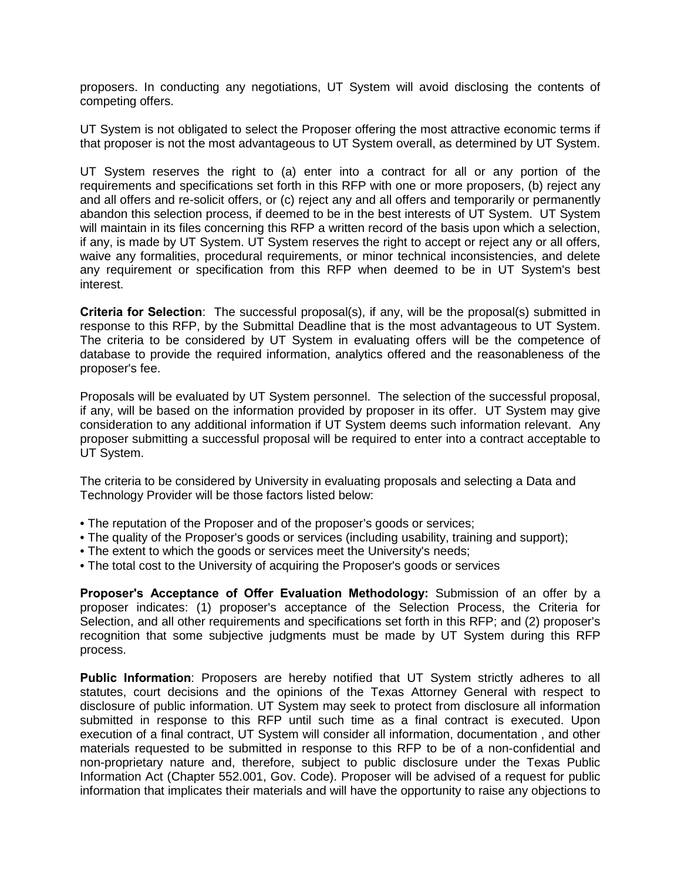proposers. In conducting any negotiations, UT System will avoid disclosing the contents of competing offers.

UT System is not obligated to select the Proposer offering the most attractive economic terms if that proposer is not the most advantageous to UT System overall, as determined by UT System.

UT System reserves the right to (a) enter into a contract for all or any portion of the requirements and specifications set forth in this RFP with one or more proposers, (b) reject any and all offers and re-solicit offers, or (c) reject any and all offers and temporarily or permanently abandon this selection process, if deemed to be in the best interests of UT System. UT System will maintain in its files concerning this RFP a written record of the basis upon which a selection, if any, is made by UT System. UT System reserves the right to accept or reject any or all offers, waive any formalities, procedural requirements, or minor technical inconsistencies, and delete any requirement or specification from this RFP when deemed to be in UT System's best interest.

**Criteria for Selection**: The successful proposal(s), if any, will be the proposal(s) submitted in response to this RFP, by the Submittal Deadline that is the most advantageous to UT System. The criteria to be considered by UT System in evaluating offers will be the competence of database to provide the required information, analytics offered and the reasonableness of the proposer's fee.

Proposals will be evaluated by UT System personnel. The selection of the successful proposal, if any, will be based on the information provided by proposer in its offer. UT System may give consideration to any additional information if UT System deems such information relevant. Any proposer submitting a successful proposal will be required to enter into a contract acceptable to UT System.

The criteria to be considered by University in evaluating proposals and selecting a Data and Technology Provider will be those factors listed below:

- The reputation of the Proposer and of the proposer's goods or services;
- The quality of the Proposer's goods or services (including usability, training and support);
- The extent to which the goods or services meet the University's needs;
- The total cost to the University of acquiring the Proposer's goods or services

**Proposer's Acceptance of Offer Evaluation Methodology:** Submission of an offer by a proposer indicates: (1) proposer's acceptance of the Selection Process, the Criteria for Selection, and all other requirements and specifications set forth in this RFP; and (2) proposer's recognition that some subjective judgments must be made by UT System during this RFP process.

**Public Information**: Proposers are hereby notified that UT System strictly adheres to all statutes, court decisions and the opinions of the Texas Attorney General with respect to disclosure of public information. UT System may seek to protect from disclosure all information submitted in response to this RFP until such time as a final contract is executed. Upon execution of a final contract, UT System will consider all information, documentation , and other materials requested to be submitted in response to this RFP to be of a non-confidential and non-proprietary nature and, therefore, subject to public disclosure under the Texas Public Information Act (Chapter 552.001, Gov. Code). Proposer will be advised of a request for public information that implicates their materials and will have the opportunity to raise any objections to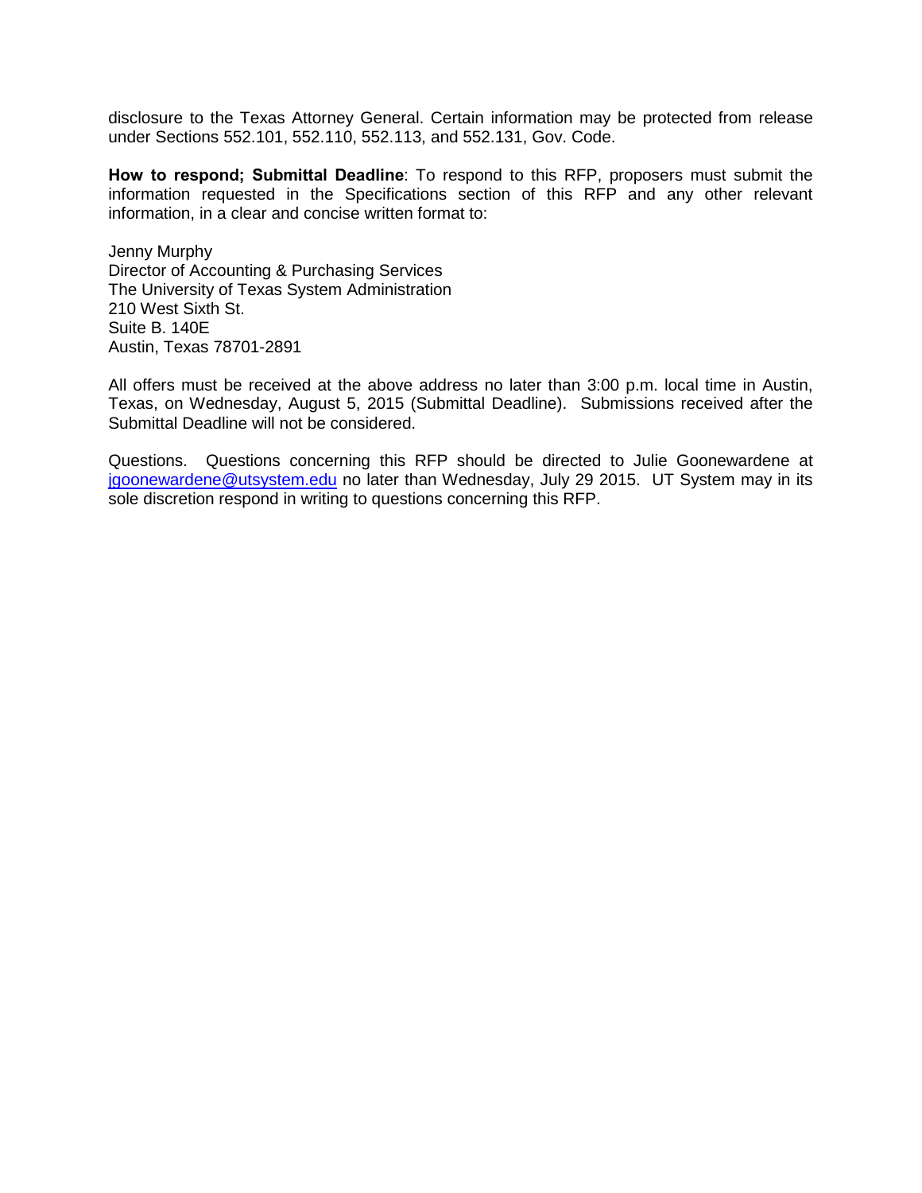disclosure to the Texas Attorney General. Certain information may be protected from release under Sections 552.101, 552.110, 552.113, and 552.131, Gov. Code.

**How to respond; Submittal Deadline**: To respond to this RFP, proposers must submit the information requested in the Specifications section of this RFP and any other relevant information, in a clear and concise written format to:

Jenny Murphy
Director of Accounting & Purchasing Services
The University of Texas System Administration
210 West Sixth St.
Suite B. 140E
Austin, Texas 78701-2891

All offers must be received at the above address no later than 3:00 p.m. local time in Austin, Texas, on Wednesday, August 5, 2015 (Submittal Deadline). Submissions received after the Submittal Deadline will not be considered.

Questions. Questions concerning this RFP should be directed to Julie Goonewardene at jgoonewardene@utsystem.edu no later than Wednesday, July 29 2015. UT System may in its sole discretion respond in writing to questions concerning this RFP.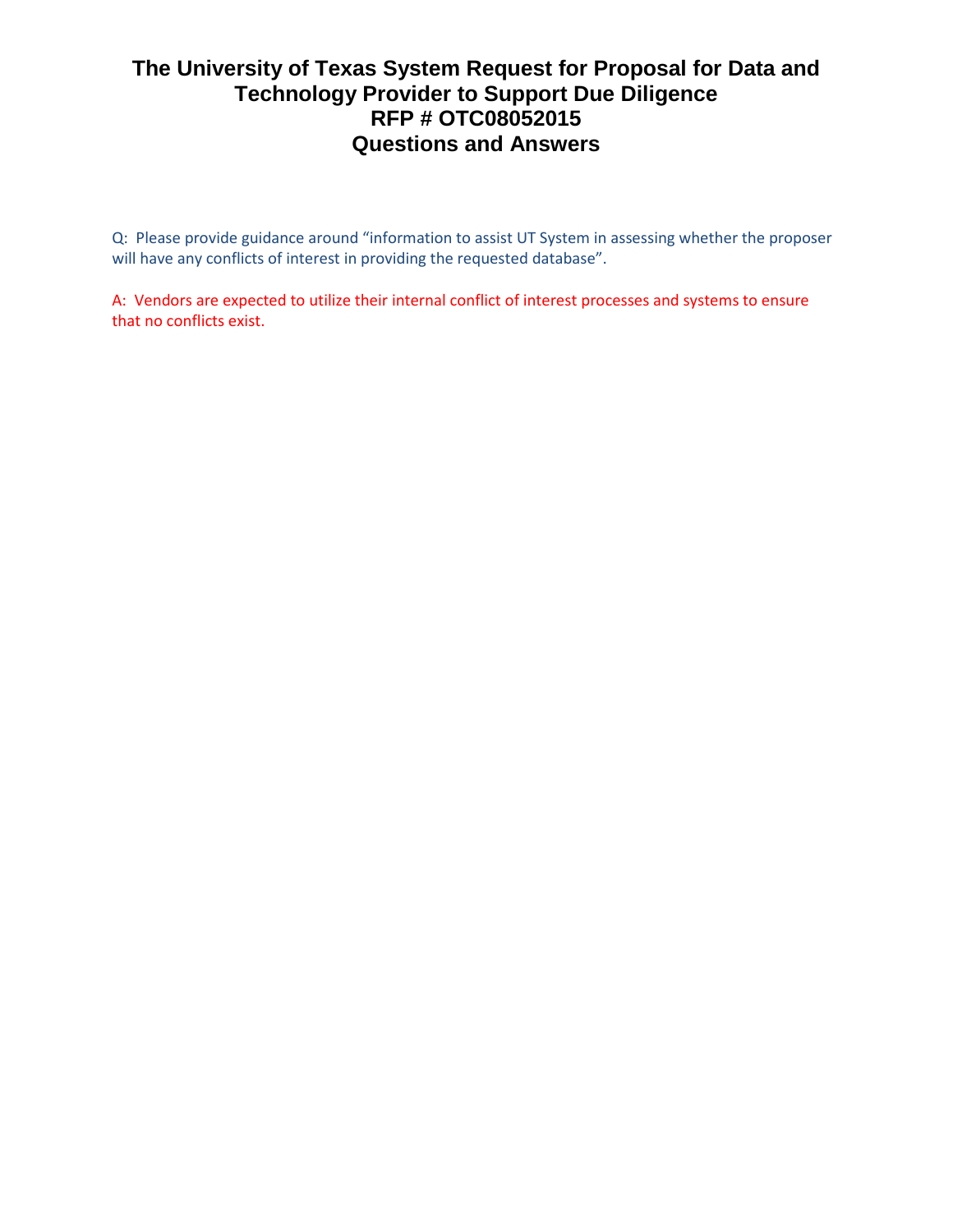# The University of Texas System Request for Proposal for Data and Technology Provider to Support Due Diligence
# RFP # OTC08052015
# Questions and Answers

Q: Please provide guidance around "information to assist UT System in assessing whether the proposer will have any conflicts of interest in providing the requested database".

A: Vendors are expected to utilize their internal conflict of interest processes and systems to ensure that no conflicts exist.